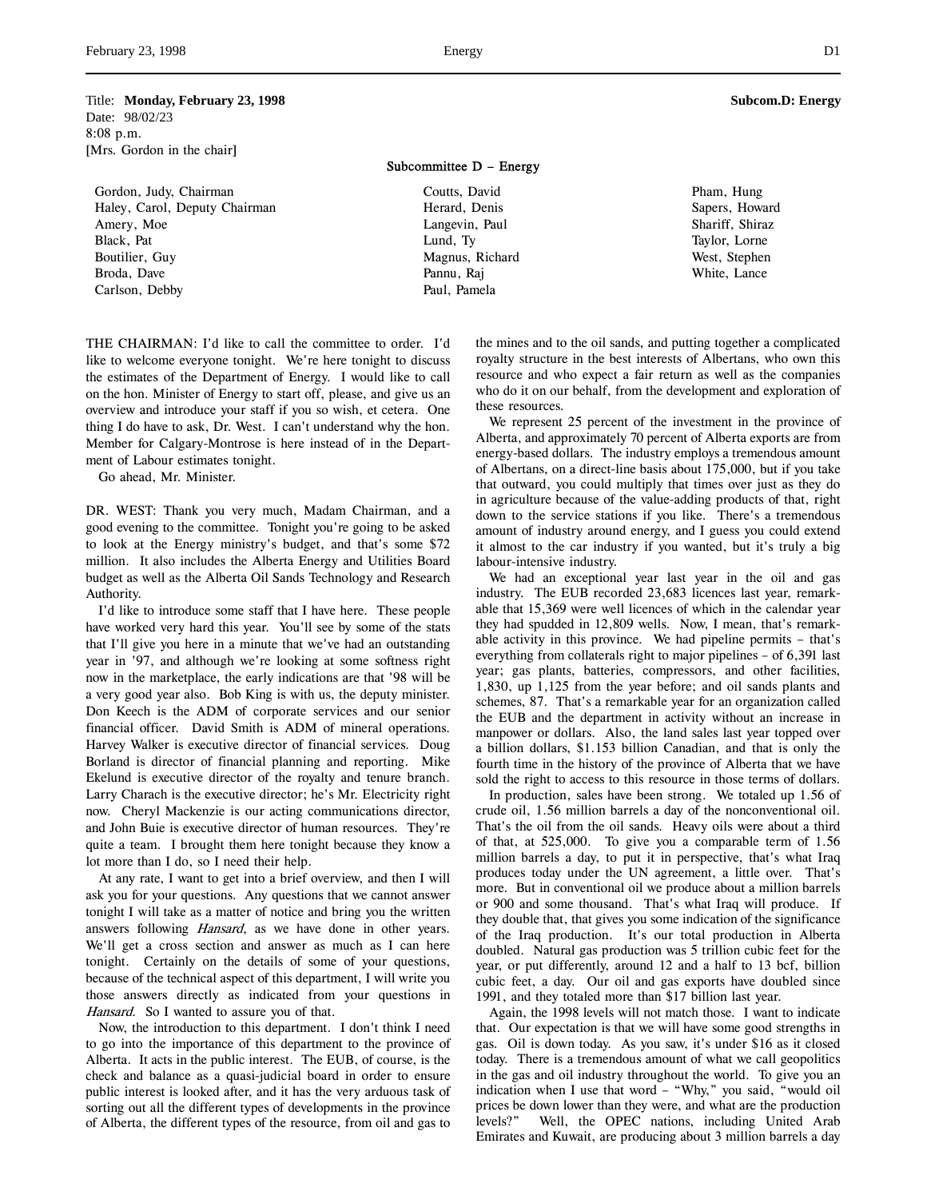Title: **Monday, February 23, 1998** **Subcom.D: Energy**
Date: 98/02/23
8:08 p.m.
[Mrs. Gordon in the chair]

## Subcommittee D – Energy

| | | |
|---|---|---|
| Gordon, Judy, Chairman | Coutts, David | Pham, Hung |
| Haley, Carol, Deputy Chairman | Herard, Denis | Sapers, Howard |
| Amery, Moe | Langevin, Paul | Shariff, Shiraz |
| Black, Pat | Lund, Ty | Taylor, Lorne |
| Boutilier, Guy | Magnus, Richard | West, Stephen |
| Broda, Dave | Pannu, Raj | White, Lance |
| Carlson, Debby | Paul, Pamela | |

THE CHAIRMAN: I'd like to call the committee to order. I'd like to welcome everyone tonight. We're here tonight to discuss the estimates of the Department of Energy. I would like to call on the hon. Minister of Energy to start off, please, and give us an overview and introduce your staff if you so wish, et cetera. One thing I do have to ask, Dr. West. I can't understand why the hon. Member for Calgary-Montrose is here instead of in the Department of Labour estimates tonight.

Go ahead, Mr. Minister.

DR. WEST: Thank you very much, Madam Chairman, and a good evening to the committee. Tonight you're going to be asked to look at the Energy ministry's budget, and that's some $72 million. It also includes the Alberta Energy and Utilities Board budget as well as the Alberta Oil Sands Technology and Research Authority.

I'd like to introduce some staff that I have here. These people have worked very hard this year. You'll see by some of the stats that I'll give you here in a minute that we've had an outstanding year in '97, and although we're looking at some softness right now in the marketplace, the early indications are that '98 will be a very good year also. Bob King is with us, the deputy minister. Don Keech is the ADM of corporate services and our senior financial officer. David Smith is ADM of mineral operations. Harvey Walker is executive director of financial services. Doug Borland is director of financial planning and reporting. Mike Ekelund is executive director of the royalty and tenure branch. Larry Charach is the executive director; he's Mr. Electricity right now. Cheryl Mackenzie is our acting communications director, and John Buie is executive director of human resources. They're quite a team. I brought them here tonight because they know a lot more than I do, so I need their help.

At any rate, I want to get into a brief overview, and then I will ask you for your questions. Any questions that we cannot answer tonight I will take as a matter of notice and bring you the written answers following *Hansard*, as we have done in other years. We'll get a cross section and answer as much as I can here tonight. Certainly on the details of some of your questions, because of the technical aspect of this department, I will write you those answers directly as indicated from your questions in *Hansard*. So I wanted to assure you of that.

Now, the introduction to this department. I don't think I need to go into the importance of this department to the province of Alberta. It acts in the public interest. The EUB, of course, is the check and balance as a quasi-judicial board in order to ensure public interest is looked after, and it has the very arduous task of sorting out all the different types of developments in the province of Alberta, the different types of the resource, from oil and gas to the mines and to the oil sands, and putting together a complicated royalty structure in the best interests of Albertans, who own this resource and who expect a fair return as well as the companies who do it on our behalf, from the development and exploration of these resources.

We represent 25 percent of the investment in the province of Alberta, and approximately 70 percent of Alberta exports are from energy-based dollars. The industry employs a tremendous amount of Albertans, on a direct-line basis about 175,000, but if you take that outward, you could multiply that times over just as they do in agriculture because of the value-adding products of that, right down to the service stations if you like. There's a tremendous amount of industry around energy, and I guess you could extend it almost to the car industry if you wanted, but it's truly a big labour-intensive industry.

We had an exceptional year last year in the oil and gas industry. The EUB recorded 23,683 licences last year, remarkable that 15,369 were well licences of which in the calendar year they had spudded in 12,809 wells. Now, I mean, that's remarkable activity in this province. We had pipeline permits – that's everything from collaterals right to major pipelines – of 6,391 last year; gas plants, batteries, compressors, and other facilities, 1,830, up 1,125 from the year before; and oil sands plants and schemes, 87. That's a remarkable year for an organization called the EUB and the department in activity without an increase in manpower or dollars. Also, the land sales last year topped over a billion dollars, $1.153 billion Canadian, and that is only the fourth time in the history of the province of Alberta that we have sold the right to access to this resource in those terms of dollars.

In production, sales have been strong. We totaled up 1.56 of crude oil, 1.56 million barrels a day of the nonconventional oil. That's the oil from the oil sands. Heavy oils were about a third of that, at 525,000. To give you a comparable term of 1.56 million barrels a day, to put it in perspective, that's what Iraq produces today under the UN agreement, a little over. That's more. But in conventional oil we produce about a million barrels or 900 and some thousand. That's what Iraq will produce. If they double that, that gives you some indication of the significance of the Iraq production. It's our total production in Alberta doubled. Natural gas production was 5 trillion cubic feet for the year, or put differently, around 12 and a half to 13 bcf, billion cubic feet, a day. Our oil and gas exports have doubled since 1991, and they totaled more than $17 billion last year.

Again, the 1998 levels will not match those. I want to indicate that. Our expectation is that we will have some good strengths in gas. Oil is down today. As you saw, it's under $16 as it closed today. There is a tremendous amount of what we call geopolitics in the gas and oil industry throughout the world. To give you an indication when I use that word – "Why," you said, "would oil prices be down lower than they were, and what are the production levels?" Well, the OPEC nations, including United Arab Emirates and Kuwait, are producing about 3 million barrels a day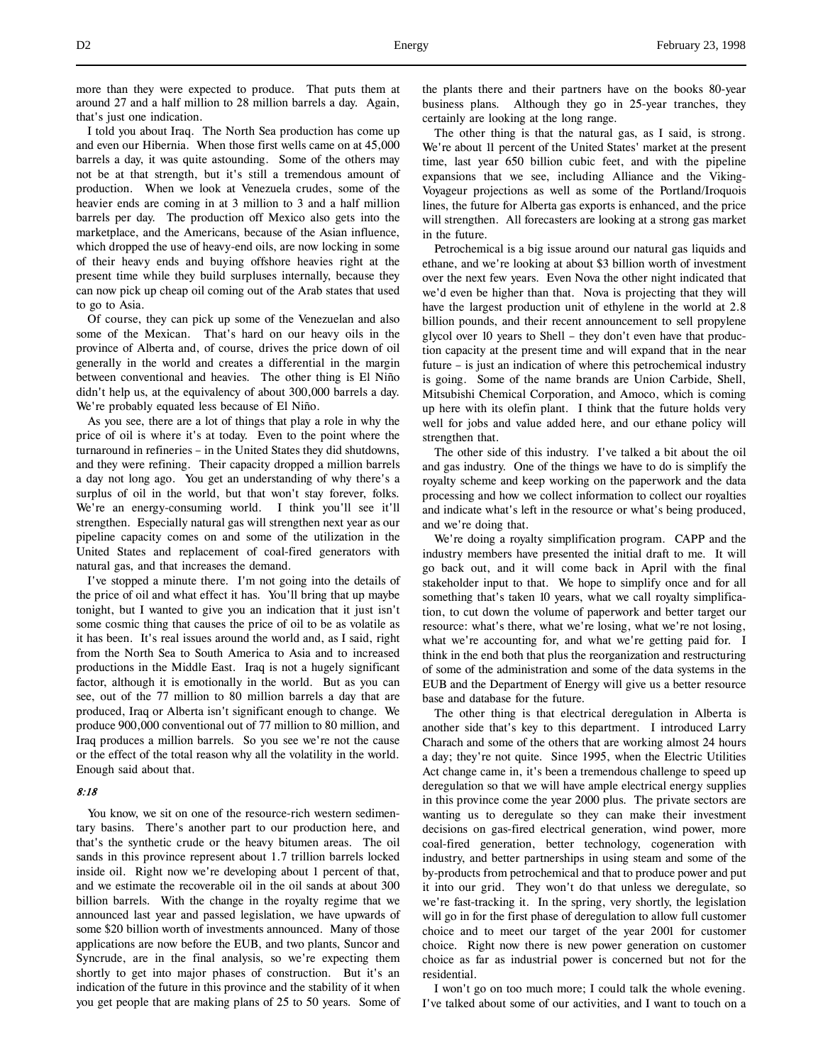more than they were expected to produce. That puts them at around 27 and a half million to 28 million barrels a day. Again, that's just one indication.

I told you about Iraq. The North Sea production has come up and even our Hibernia. When those first wells came on at 45,000 barrels a day, it was quite astounding. Some of the others may not be at that strength, but it's still a tremendous amount of production. When we look at Venezuela crudes, some of the heavier ends are coming in at 3 million to 3 and a half million barrels per day. The production off Mexico also gets into the marketplace, and the Americans, because of the Asian influence, which dropped the use of heavy-end oils, are now locking in some of their heavy ends and buying offshore heavies right at the present time while they build surpluses internally, because they can now pick up cheap oil coming out of the Arab states that used to go to Asia.

Of course, they can pick up some of the Venezuelan and also some of the Mexican. That's hard on our heavy oils in the province of Alberta and, of course, drives the price down of oil generally in the world and creates a differential in the margin between conventional and heavies. The other thing is El Niño didn't help us, at the equivalency of about 300,000 barrels a day. We're probably equated less because of El Niño.

As you see, there are a lot of things that play a role in why the price of oil is where it's at today. Even to the point where the turnaround in refineries – in the United States they did shutdowns, and they were refining. Their capacity dropped a million barrels a day not long ago. You get an understanding of why there's a surplus of oil in the world, but that won't stay forever, folks. We're an energy-consuming world. I think you'll see it'll strengthen. Especially natural gas will strengthen next year as our pipeline capacity comes on and some of the utilization in the United States and replacement of coal-fired generators with natural gas, and that increases the demand.

I've stopped a minute there. I'm not going into the details of the price of oil and what effect it has. You'll bring that up maybe tonight, but I wanted to give you an indication that it just isn't some cosmic thing that causes the price of oil to be as volatile as it has been. It's real issues around the world and, as I said, right from the North Sea to South America to Asia and to increased productions in the Middle East. Iraq is not a hugely significant factor, although it is emotionally in the world. But as you can see, out of the 77 million to 80 million barrels a day that are produced, Iraq or Alberta isn't significant enough to change. We produce 900,000 conventional out of 77 million to 80 million, and Iraq produces a million barrels. So you see we're not the cause or the effect of the total reason why all the volatility in the world. Enough said about that.

*8:18*

You know, we sit on one of the resource-rich western sedimentary basins. There's another part to our production here, and that's the synthetic crude or the heavy bitumen areas. The oil sands in this province represent about 1.7 trillion barrels locked inside oil. Right now we're developing about 1 percent of that, and we estimate the recoverable oil in the oil sands at about 300 billion barrels. With the change in the royalty regime that we announced last year and passed legislation, we have upwards of some $20 billion worth of investments announced. Many of those applications are now before the EUB, and two plants, Suncor and Syncrude, are in the final analysis, so we're expecting them shortly to get into major phases of construction. But it's an indication of the future in this province and the stability of it when you get people that are making plans of 25 to 50 years. Some of the plants there and their partners have on the books 80-year business plans. Although they go in 25-year tranches, they certainly are looking at the long range.

The other thing is that the natural gas, as I said, is strong. We're about 11 percent of the United States' market at the present time, last year 650 billion cubic feet, and with the pipeline expansions that we see, including Alliance and the Viking-Voyageur projections as well as some of the Portland/Iroquois lines, the future for Alberta gas exports is enhanced, and the price will strengthen. All forecasters are looking at a strong gas market in the future.

Petrochemical is a big issue around our natural gas liquids and ethane, and we're looking at about $3 billion worth of investment over the next few years. Even Nova the other night indicated that we'd even be higher than that. Nova is projecting that they will have the largest production unit of ethylene in the world at 2.8 billion pounds, and their recent announcement to sell propylene glycol over 10 years to Shell – they don't even have that production capacity at the present time and will expand that in the near future – is just an indication of where this petrochemical industry is going. Some of the name brands are Union Carbide, Shell, Mitsubishi Chemical Corporation, and Amoco, which is coming up here with its olefin plant. I think that the future holds very well for jobs and value added here, and our ethane policy will strengthen that.

The other side of this industry. I've talked a bit about the oil and gas industry. One of the things we have to do is simplify the royalty scheme and keep working on the paperwork and the data processing and how we collect information to collect our royalties and indicate what's left in the resource or what's being produced, and we're doing that.

We're doing a royalty simplification program. CAPP and the industry members have presented the initial draft to me. It will go back out, and it will come back in April with the final stakeholder input to that. We hope to simplify once and for all something that's taken 10 years, what we call royalty simplification, to cut down the volume of paperwork and better target our resource: what's there, what we're losing, what we're not losing, what we're accounting for, and what we're getting paid for. I think in the end both that plus the reorganization and restructuring of some of the administration and some of the data systems in the EUB and the Department of Energy will give us a better resource base and database for the future.

The other thing is that electrical deregulation in Alberta is another side that's key to this department. I introduced Larry Charach and some of the others that are working almost 24 hours a day; they're not quite. Since 1995, when the Electric Utilities Act change came in, it's been a tremendous challenge to speed up deregulation so that we will have ample electrical energy supplies in this province come the year 2000 plus. The private sectors are wanting us to deregulate so they can make their investment decisions on gas-fired electrical generation, wind power, more coal-fired generation, better technology, cogeneration with industry, and better partnerships in using steam and some of the by-products from petrochemical and that to produce power and put it into our grid. They won't do that unless we deregulate, so we're fast-tracking it. In the spring, very shortly, the legislation will go in for the first phase of deregulation to allow full customer choice and to meet our target of the year 2001 for customer choice. Right now there is new power generation on customer choice as far as industrial power is concerned but not for the residential.

I won't go on too much more; I could talk the whole evening. I've talked about some of our activities, and I want to touch on a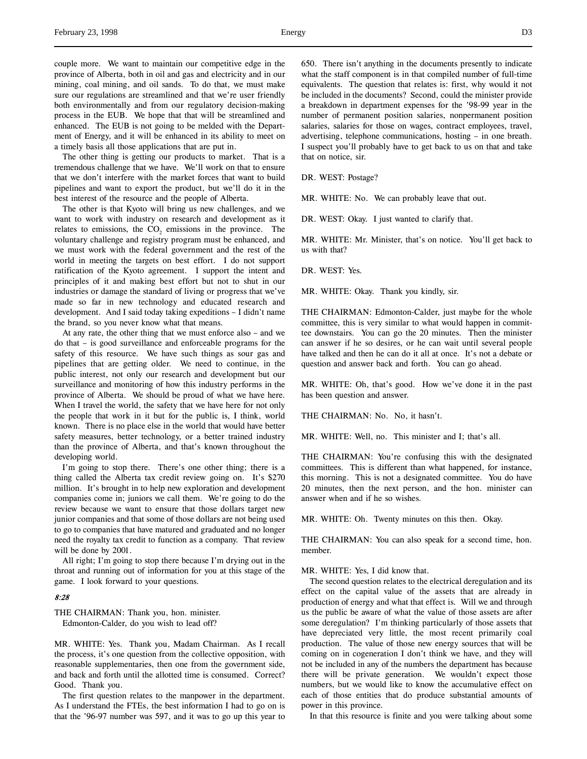couple more. We want to maintain our competitive edge in the province of Alberta, both in oil and gas and electricity and in our mining, coal mining, and oil sands. To do that, we must make sure our regulations are streamlined and that we're user friendly both environmentally and from our regulatory decision-making process in the EUB. We hope that that will be streamlined and enhanced. The EUB is not going to be melded with the Department of Energy, and it will be enhanced in its ability to meet on a timely basis all those applications that are put in.

The other thing is getting our products to market. That is a tremendous challenge that we have. We'll work on that to ensure that we don't interfere with the market forces that want to build pipelines and want to export the product, but we'll do it in the best interest of the resource and the people of Alberta.

The other is that Kyoto will bring us new challenges, and we want to work with industry on research and development as it relates to emissions, the $CO_2$ emissions in the province. The voluntary challenge and registry program must be enhanced, and we must work with the federal government and the rest of the world in meeting the targets on best effort. I do not support ratification of the Kyoto agreement. I support the intent and principles of it and making best effort but not to shut in our industries or damage the standard of living or progress that we've made so far in new technology and educated research and development. And I said today taking expeditions – I didn't name the brand, so you never know what that means.

At any rate, the other thing that we must enforce also – and we do that – is good surveillance and enforceable programs for the safety of this resource. We have such things as sour gas and pipelines that are getting older. We need to continue, in the public interest, not only our research and development but our surveillance and monitoring of how this industry performs in the province of Alberta. We should be proud of what we have here. When I travel the world, the safety that we have here for not only the people that work in it but for the public is, I think, world known. There is no place else in the world that would have better safety measures, better technology, or a better trained industry than the province of Alberta, and that's known throughout the developing world.

I'm going to stop there. There's one other thing; there is a thing called the Alberta tax credit review going on. It's $270 million. It's brought in to help new exploration and development companies come in; juniors we call them. We're going to do the review because we want to ensure that those dollars target new junior companies and that some of those dollars are not being used to go to companies that have matured and graduated and no longer need the royalty tax credit to function as a company. That review will be done by 2001.

All right; I'm going to stop there because I'm drying out in the throat and running out of information for you at this stage of the game. I look forward to your questions.

*8:28*

THE CHAIRMAN: Thank you, hon. minister.
Edmonton-Calder, do you wish to lead off?

MR. WHITE: Yes. Thank you, Madam Chairman. As I recall the process, it's one question from the collective opposition, with reasonable supplementaries, then one from the government side, and back and forth until the allotted time is consumed. Correct? Good. Thank you.

The first question relates to the manpower in the department. As I understand the FTEs, the best information I had to go on is that the '96-97 number was 597, and it was to go up this year to 650. There isn't anything in the documents presently to indicate what the staff component is in that compiled number of full-time equivalents. The question that relates is: first, why would it not be included in the documents? Second, could the minister provide a breakdown in department position expenses for the '98-99 year in the number of permanent position salaries, nonpermanent position salaries, salaries for those on wages, contract employees, travel, advertising, telephone communications, hosting – in one breath. I suspect you'll probably have to get back to us on that and take that on notice, sir.

DR. WEST: Postage?

MR. WHITE: No. We can probably leave that out.

DR. WEST: Okay. I just wanted to clarify that.

MR. WHITE: Mr. Minister, that's on notice. You'll get back to us with that?

DR. WEST: Yes.

MR. WHITE: Okay. Thank you kindly, sir.

THE CHAIRMAN: Edmonton-Calder, just maybe for the whole committee, this is very similar to what would happen in committee downstairs. You can go the 20 minutes. Then the minister can answer if he so desires, or he can wait until several people have talked and then he can do it all at once. It's not a debate or question and answer back and forth. You can go ahead.

MR. WHITE: Oh, that's good. How we've done it in the past has been question and answer.

THE CHAIRMAN: No. No, it hasn't.

MR. WHITE: Well, no. This minister and I; that's all.

THE CHAIRMAN: You're confusing this with the designated committees. This is different than what happened, for instance, this morning. This is not a designated committee. You do have 20 minutes, then the next person, and the hon. minister can answer when and if he so wishes.

MR. WHITE: Oh. Twenty minutes on this then. Okay.

THE CHAIRMAN: You can also speak for a second time, hon. member.

MR. WHITE: Yes, I did know that.

The second question relates to the electrical deregulation and its effect on the capital value of the assets that are already in production of energy and what that effect is. Will we and through us the public be aware of what the value of those assets are after some deregulation? I'm thinking particularly of those assets that have depreciated very little, the most recent primarily coal production. The value of those new energy sources that will be coming on in cogeneration I don't think we have, and they will not be included in any of the numbers the department has because there will be private generation. We wouldn't expect those numbers, but we would like to know the accumulative effect on each of those entities that do produce substantial amounts of power in this province.

In that this resource is finite and you were talking about some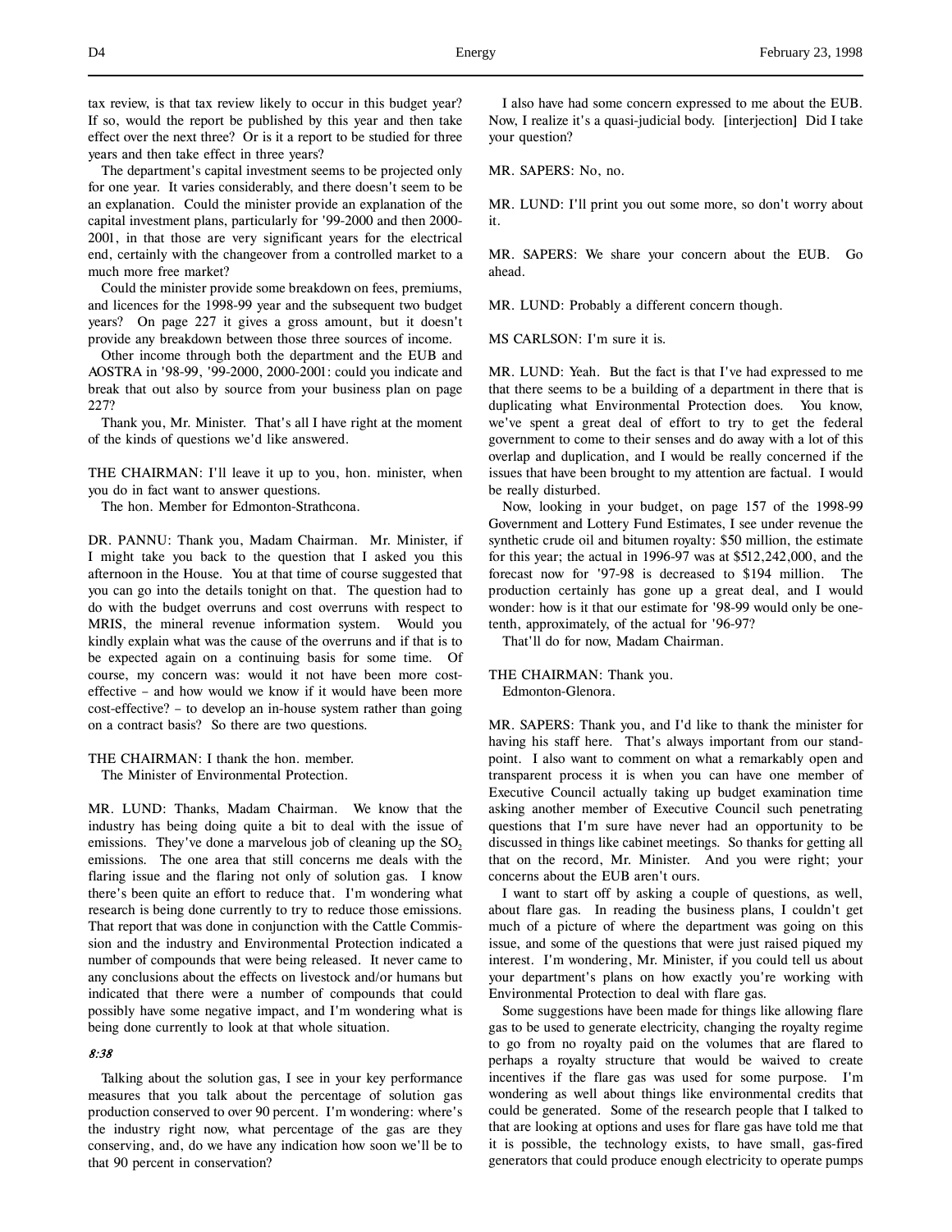tax review, is that tax review likely to occur in this budget year? If so, would the report be published by this year and then take effect over the next three? Or is it a report to be studied for three years and then take effect in three years?

The department's capital investment seems to be projected only for one year. It varies considerably, and there doesn't seem to be an explanation. Could the minister provide an explanation of the capital investment plans, particularly for '99-2000 and then 2000-2001, in that those are very significant years for the electrical end, certainly with the changeover from a controlled market to a much more free market?

Could the minister provide some breakdown on fees, premiums, and licences for the 1998-99 year and the subsequent two budget years? On page 227 it gives a gross amount, but it doesn't provide any breakdown between those three sources of income.

Other income through both the department and the EUB and AOSTRA in '98-99, '99-2000, 2000-2001: could you indicate and break that out also by source from your business plan on page 227?

Thank you, Mr. Minister. That's all I have right at the moment of the kinds of questions we'd like answered.

THE CHAIRMAN: I'll leave it up to you, hon. minister, when you do in fact want to answer questions.

The hon. Member for Edmonton-Strathcona.

DR. PANNU: Thank you, Madam Chairman. Mr. Minister, if I might take you back to the question that I asked you this afternoon in the House. You at that time of course suggested that you can go into the details tonight on that. The question had to do with the budget overruns and cost overruns with respect to MRIS, the mineral revenue information system. Would you kindly explain what was the cause of the overruns and if that is to be expected again on a continuing basis for some time. Of course, my concern was: would it not have been more cost-effective – and how would we know if it would have been more cost-effective? – to develop an in-house system rather than going on a contract basis? So there are two questions.

THE CHAIRMAN: I thank the hon. member.

The Minister of Environmental Protection.

MR. LUND: Thanks, Madam Chairman. We know that the industry has being doing quite a bit to deal with the issue of emissions. They've done a marvelous job of cleaning up the $SO_2$ emissions. The one area that still concerns me deals with the flaring issue and the flaring not only of solution gas. I know there's been quite an effort to reduce that. I'm wondering what research is being done currently to try to reduce those emissions. That report that was done in conjunction with the Cattle Commission and the industry and Environmental Protection indicated a number of compounds that were being released. It never came to any conclusions about the effects on livestock and/or humans but indicated that there were a number of compounds that could possibly have some negative impact, and I'm wondering what is being done currently to look at that whole situation.

*8:38*

Talking about the solution gas, I see in your key performance measures that you talk about the percentage of solution gas production conserved to over 90 percent. I'm wondering: where's the industry right now, what percentage of the gas are they conserving, and, do we have any indication how soon we'll be to that 90 percent in conservation?

I also have had some concern expressed to me about the EUB. Now, I realize it's a quasi-judicial body. [interjection] Did I take your question?

MR. SAPERS: No, no.

MR. LUND: I'll print you out some more, so don't worry about it.

MR. SAPERS: We share your concern about the EUB. Go ahead.

MR. LUND: Probably a different concern though.

MS CARLSON: I'm sure it is.

MR. LUND: Yeah. But the fact is that I've had expressed to me that there seems to be a building of a department in there that is duplicating what Environmental Protection does. You know, we've spent a great deal of effort to try to get the federal government to come to their senses and do away with a lot of this overlap and duplication, and I would be really concerned if the issues that have been brought to my attention are factual. I would be really disturbed.

Now, looking in your budget, on page 157 of the 1998-99 Government and Lottery Fund Estimates, I see under revenue the synthetic crude oil and bitumen royalty: $50 million, the estimate for this year; the actual in 1996-97 was at $512,242,000, and the forecast now for '97-98 is decreased to $194 million. The production certainly has gone up a great deal, and I would wonder: how is it that our estimate for '98-99 would only be one-tenth, approximately, of the actual for '96-97?

That'll do for now, Madam Chairman.

THE CHAIRMAN: Thank you.

Edmonton-Glenora.

MR. SAPERS: Thank you, and I'd like to thank the minister for having his staff here. That's always important from our standpoint. I also want to comment on what a remarkably open and transparent process it is when you can have one member of Executive Council actually taking up budget examination time asking another member of Executive Council such penetrating questions that I'm sure have never had an opportunity to be discussed in things like cabinet meetings. So thanks for getting all that on the record, Mr. Minister. And you were right; your concerns about the EUB aren't ours.

I want to start off by asking a couple of questions, as well, about flare gas. In reading the business plans, I couldn't get much of a picture of where the department was going on this issue, and some of the questions that were just raised piqued my interest. I'm wondering, Mr. Minister, if you could tell us about your department's plans on how exactly you're working with Environmental Protection to deal with flare gas.

Some suggestions have been made for things like allowing flare gas to be used to generate electricity, changing the royalty regime to go from no royalty paid on the volumes that are flared to perhaps a royalty structure that would be waived to create incentives if the flare gas was used for some purpose. I'm wondering as well about things like environmental credits that could be generated. Some of the research people that I talked to that are looking at options and uses for flare gas have told me that it is possible, the technology exists, to have small, gas-fired generators that could produce enough electricity to operate pumps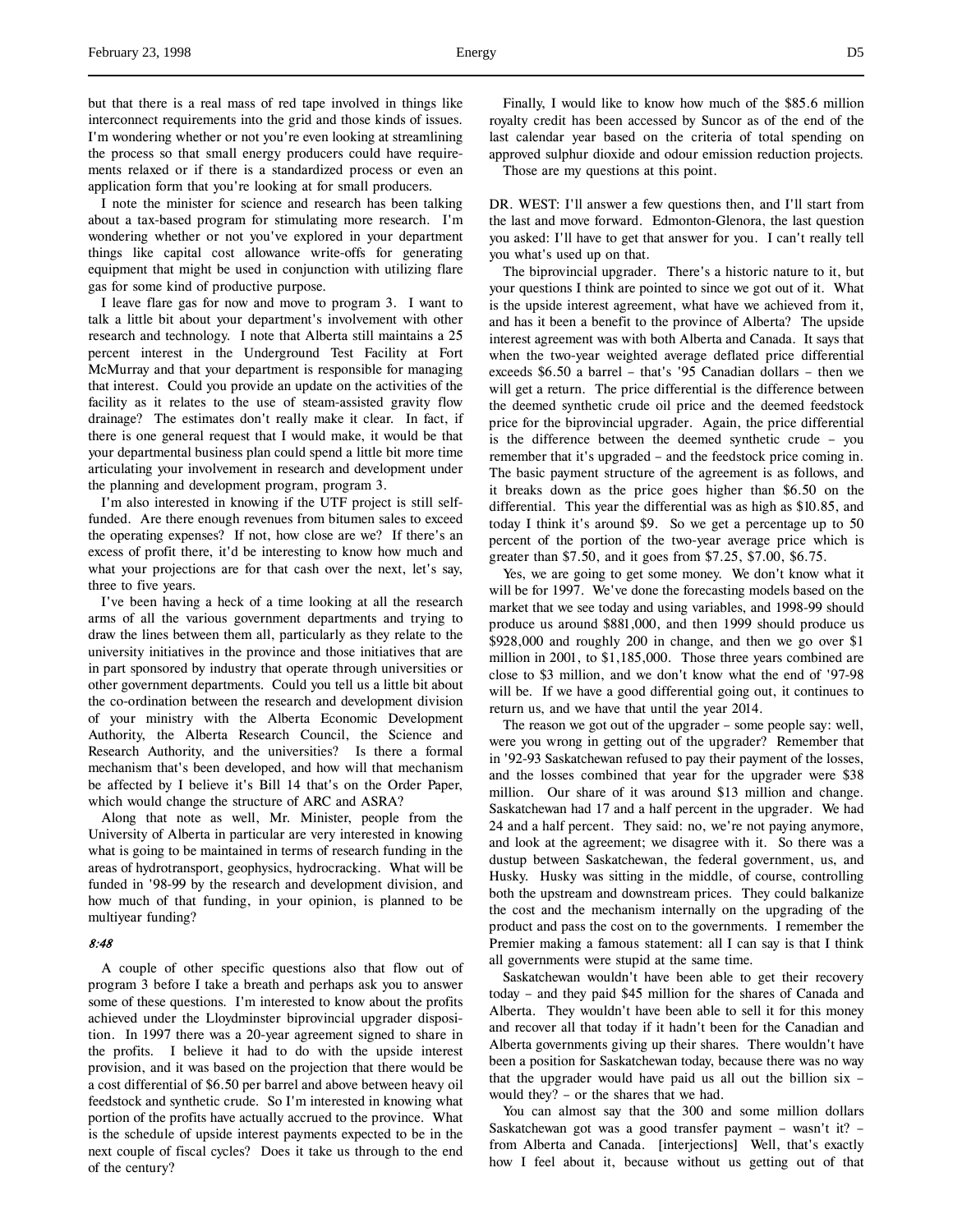but that there is a real mass of red tape involved in things like interconnect requirements into the grid and those kinds of issues. I'm wondering whether or not you're even looking at streamlining the process so that small energy producers could have requirements relaxed or if there is a standardized process or even an application form that you're looking at for small producers.

I note the minister for science and research has been talking about a tax-based program for stimulating more research. I'm wondering whether or not you've explored in your department things like capital cost allowance write-offs for generating equipment that might be used in conjunction with utilizing flare gas for some kind of productive purpose.

I leave flare gas for now and move to program 3. I want to talk a little bit about your department's involvement with other research and technology. I note that Alberta still maintains a 25 percent interest in the Underground Test Facility at Fort McMurray and that your department is responsible for managing that interest. Could you provide an update on the activities of the facility as it relates to the use of steam-assisted gravity flow drainage? The estimates don't really make it clear. In fact, if there is one general request that I would make, it would be that your departmental business plan could spend a little bit more time articulating your involvement in research and development under the planning and development program, program 3.

I'm also interested in knowing if the UTF project is still self-funded. Are there enough revenues from bitumen sales to exceed the operating expenses? If not, how close are we? If there's an excess of profit there, it'd be interesting to know how much and what your projections are for that cash over the next, let's say, three to five years.

I've been having a heck of a time looking at all the research arms of all the various government departments and trying to draw the lines between them all, particularly as they relate to the university initiatives in the province and those initiatives that are in part sponsored by industry that operate through universities or other government departments. Could you tell us a little bit about the co-ordination between the research and development division of your ministry with the Alberta Economic Development Authority, the Alberta Research Council, the Science and Research Authority, and the universities? Is there a formal mechanism that's been developed, and how will that mechanism be affected by I believe it's Bill 14 that's on the Order Paper, which would change the structure of ARC and ASRA?

Along that note as well, Mr. Minister, people from the University of Alberta in particular are very interested in knowing what is going to be maintained in terms of research funding in the areas of hydrotransport, geophysics, hydrocracking. What will be funded in '98-99 by the research and development division, and how much of that funding, in your opinion, is planned to be multiyear funding?

*8:48*

A couple of other specific questions also that flow out of program 3 before I take a breath and perhaps ask you to answer some of these questions. I'm interested to know about the profits achieved under the Lloydminster biprovincial upgrader disposition. In 1997 there was a 20-year agreement signed to share in the profits. I believe it had to do with the upside interest provision, and it was based on the projection that there would be a cost differential of $6.50 per barrel and above between heavy oil feedstock and synthetic crude. So I'm interested in knowing what portion of the profits have actually accrued to the province. What is the schedule of upside interest payments expected to be in the next couple of fiscal cycles? Does it take us through to the end of the century?

Finally, I would like to know how much of the $85.6 million royalty credit has been accessed by Suncor as of the end of the last calendar year based on the criteria of total spending on approved sulphur dioxide and odour emission reduction projects.

Those are my questions at this point.

DR. WEST: I'll answer a few questions then, and I'll start from the last and move forward. Edmonton-Glenora, the last question you asked: I'll have to get that answer for you. I can't really tell you what's used up on that.

The biprovincial upgrader. There's a historic nature to it, but your questions I think are pointed to since we got out of it. What is the upside interest agreement, what have we achieved from it, and has it been a benefit to the province of Alberta? The upside interest agreement was with both Alberta and Canada. It says that when the two-year weighted average deflated price differential exceeds $6.50 a barrel – that's '95 Canadian dollars – then we will get a return. The price differential is the difference between the deemed synthetic crude oil price and the deemed feedstock price for the biprovincial upgrader. Again, the price differential is the difference between the deemed synthetic crude – you remember that it's upgraded – and the feedstock price coming in. The basic payment structure of the agreement is as follows, and it breaks down as the price goes higher than $6.50 on the differential. This year the differential was as high as $10.85, and today I think it's around $9. So we get a percentage up to 50 percent of the portion of the two-year average price which is greater than $7.50, and it goes from $7.25, $7.00, $6.75.

Yes, we are going to get some money. We don't know what it will be for 1997. We've done the forecasting models based on the market that we see today and using variables, and 1998-99 should produce us around $881,000, and then 1999 should produce us $928,000 and roughly 200 in change, and then we go over $1 million in 2001, to $1,185,000. Those three years combined are close to $3 million, and we don't know what the end of '97-98 will be. If we have a good differential going out, it continues to return us, and we have that until the year 2014.

The reason we got out of the upgrader – some people say: well, were you wrong in getting out of the upgrader? Remember that in '92-93 Saskatchewan refused to pay their payment of the losses, and the losses combined that year for the upgrader were $38 million. Our share of it was around $13 million and change. Saskatchewan had 17 and a half percent in the upgrader. We had 24 and a half percent. They said: no, we're not paying anymore, and look at the agreement; we disagree with it. So there was a dustup between Saskatchewan, the federal government, us, and Husky. Husky was sitting in the middle, of course, controlling both the upstream and downstream prices. They could balkanize the cost and the mechanism internally on the upgrading of the product and pass the cost on to the governments. I remember the Premier making a famous statement: all I can say is that I think all governments were stupid at the same time.

Saskatchewan wouldn't have been able to get their recovery today – and they paid $45 million for the shares of Canada and Alberta. They wouldn't have been able to sell it for this money and recover all that today if it hadn't been for the Canadian and Alberta governments giving up their shares. There wouldn't have been a position for Saskatchewan today, because there was no way that the upgrader would have paid us all out the billion six – would they? – or the shares that we had.

You can almost say that the 300 and some million dollars Saskatchewan got was a good transfer payment – wasn't it? – from Alberta and Canada. [interjections] Well, that's exactly how I feel about it, because without us getting out of that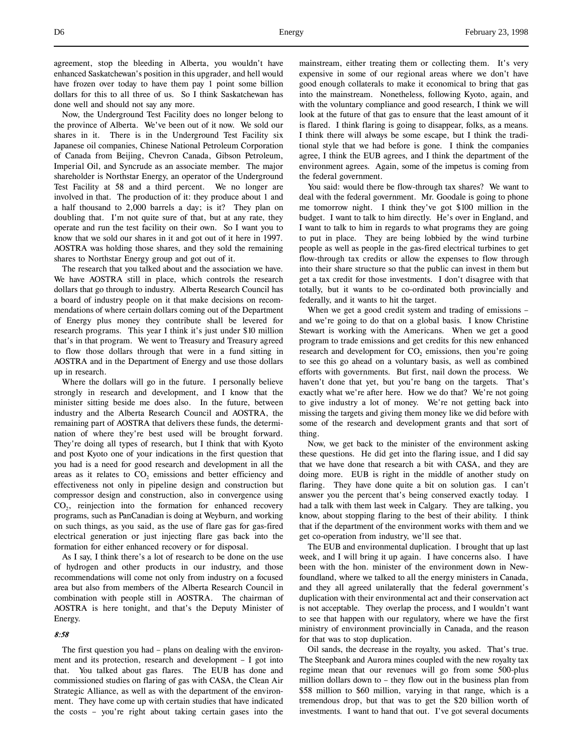agreement, stop the bleeding in Alberta, you wouldn't have enhanced Saskatchewan's position in this upgrader, and hell would have frozen over today to have them pay 1 point some billion dollars for this to all three of us. So I think Saskatchewan has done well and should not say any more.

Now, the Underground Test Facility does no longer belong to the province of Alberta. We've been out of it now. We sold our shares in it. There is in the Underground Test Facility six Japanese oil companies, Chinese National Petroleum Corporation of Canada from Beijing, Chevron Canada, Gibson Petroleum, Imperial Oil, and Syncrude as an associate member. The major shareholder is Northstar Energy, an operator of the Underground Test Facility at 58 and a third percent. We no longer are involved in that. The production of it: they produce about 1 and a half thousand to 2,000 barrels a day; is it? They plan on doubling that. I'm not quite sure of that, but at any rate, they operate and run the test facility on their own. So I want you to know that we sold our shares in it and got out of it here in 1997. AOSTRA was holding those shares, and they sold the remaining shares to Northstar Energy group and got out of it.

The research that you talked about and the association we have. We have AOSTRA still in place, which controls the research dollars that go through to industry. Alberta Research Council has a board of industry people on it that make decisions on recommendations of where certain dollars coming out of the Department of Energy plus money they contribute shall be levered for research programs. This year I think it's just under $10 million that's in that program. We went to Treasury and Treasury agreed to flow those dollars through that were in a fund sitting in AOSTRA and in the Department of Energy and use those dollars up in research.

Where the dollars will go in the future. I personally believe strongly in research and development, and I know that the minister sitting beside me does also. In the future, between industry and the Alberta Research Council and AOSTRA, the remaining part of AOSTRA that delivers these funds, the determination of where they're best used will be brought forward. They're doing all types of research, but I think that with Kyoto and post Kyoto one of your indications in the first question that you had is a need for good research and development in all the areas as it relates to $CO_2$ emissions and better efficiency and effectiveness not only in pipeline design and construction but compressor design and construction, also in convergence using $CO_2$, reinjection into the formation for enhanced recovery programs, such as PanCanadian is doing at Weyburn, and working on such things, as you said, as the use of flare gas for gas-fired electrical generation or just injecting flare gas back into the formation for either enhanced recovery or for disposal.

As I say, I think there's a lot of research to be done on the use of hydrogen and other products in our industry, and those recommendations will come not only from industry on a focused area but also from members of the Alberta Research Council in combination with people still in AOSTRA. The chairman of AOSTRA is here tonight, and that's the Deputy Minister of Energy.

*8:58*

The first question you had – plans on dealing with the environment and its protection, research and development – I got into that. You talked about gas flares. The EUB has done and commissioned studies on flaring of gas with CASA, the Clean Air Strategic Alliance, as well as with the department of the environment. They have come up with certain studies that have indicated the costs – you're right about taking certain gases into the mainstream, either treating them or collecting them. It's very expensive in some of our regional areas where we don't have good enough collaterals to make it economical to bring that gas into the mainstream. Nonetheless, following Kyoto, again, and with the voluntary compliance and good research, I think we will look at the future of that gas to ensure that the least amount of it is flared. I think flaring is going to disappear, folks, as a means. I think there will always be some escape, but I think the traditional style that we had before is gone. I think the companies agree, I think the EUB agrees, and I think the department of the environment agrees. Again, some of the impetus is coming from the federal government.

You said: would there be flow-through tax shares? We want to deal with the federal government. Mr. Goodale is going to phone me tomorrow night. I think they've got $100 million in the budget. I want to talk to him directly. He's over in England, and I want to talk to him in regards to what programs they are going to put in place. They are being lobbied by the wind turbine people as well as people in the gas-fired electrical turbines to get flow-through tax credits or allow the expenses to flow through into their share structure so that the public can invest in them but get a tax credit for those investments. I don't disagree with that totally, but it wants to be co-ordinated both provincially and federally, and it wants to hit the target.

When we get a good credit system and trading of emissions – and we're going to do that on a global basis. I know Christine Stewart is working with the Americans. When we get a good program to trade emissions and get credits for this new enhanced research and development for $CO_2$ emissions, then you're going to see this go ahead on a voluntary basis, as well as combined efforts with governments. But first, nail down the process. We haven't done that yet, but you're bang on the targets. That's exactly what we're after here. How we do that? We're not going to give industry a lot of money. We're not getting back into missing the targets and giving them money like we did before with some of the research and development grants and that sort of thing.

Now, we get back to the minister of the environment asking these questions. He did get into the flaring issue, and I did say that we have done that research a bit with CASA, and they are doing more. EUB is right in the middle of another study on flaring. They have done quite a bit on solution gas. I can't answer you the percent that's being conserved exactly today. I had a talk with them last week in Calgary. They are talking, you know, about stopping flaring to the best of their ability. I think that if the department of the environment works with them and we get co-operation from industry, we'll see that.

The EUB and environmental duplication. I brought that up last week, and I will bring it up again. I have concerns also. I have been with the hon. minister of the environment down in Newfoundland, where we talked to all the energy ministers in Canada, and they all agreed unilaterally that the federal government's duplication with their environmental act and their conservation act is not acceptable. They overlap the process, and I wouldn't want to see that happen with our regulatory, where we have the first ministry of environment provincially in Canada, and the reason for that was to stop duplication.

Oil sands, the decrease in the royalty, you asked. That's true. The Steepbank and Aurora mines coupled with the new royalty tax regime mean that our revenues will go from some 500-plus million dollars down to – they flow out in the business plan from $58 million to $60 million, varying in that range, which is a tremendous drop, but that was to get the $20 billion worth of investments. I want to hand that out. I've got several documents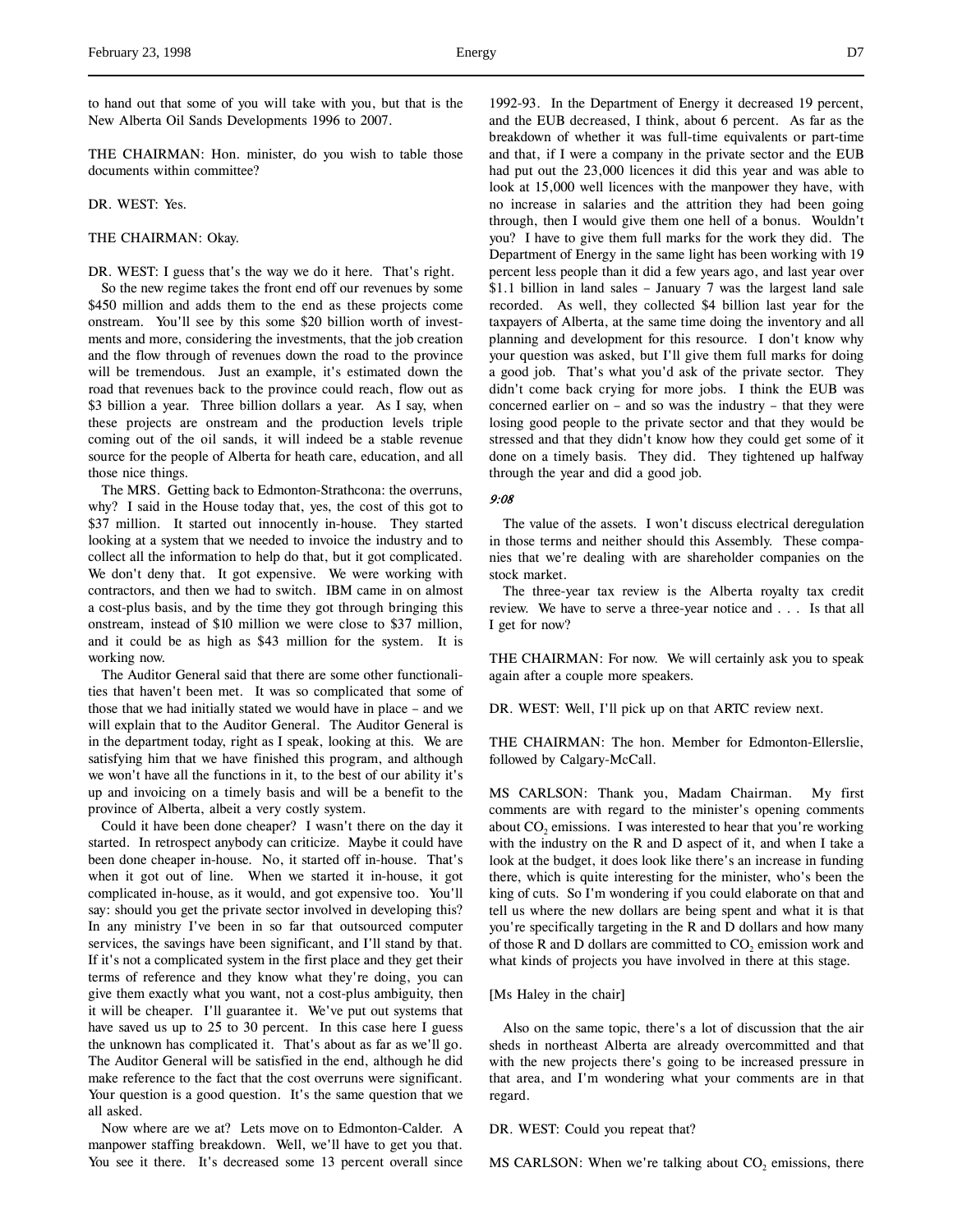to hand out that some of you will take with you, but that is the New Alberta Oil Sands Developments 1996 to 2007.

THE CHAIRMAN: Hon. minister, do you wish to table those documents within committee?

DR. WEST: Yes.

THE CHAIRMAN: Okay.

DR. WEST: I guess that's the way we do it here. That's right.

So the new regime takes the front end off our revenues by some $450 million and adds them to the end as these projects come onstream. You'll see by this some $20 billion worth of investments and more, considering the investments, that the job creation and the flow through of revenues down the road to the province will be tremendous. Just an example, it's estimated down the road that revenues back to the province could reach, flow out as $3 billion a year. Three billion dollars a year. As I say, when these projects are onstream and the production levels triple coming out of the oil sands, it will indeed be a stable revenue source for the people of Alberta for heath care, education, and all those nice things.

The MRS. Getting back to Edmonton-Strathcona: the overruns, why? I said in the House today that, yes, the cost of this got to $37 million. It started out innocently in-house. They started looking at a system that we needed to invoice the industry and to collect all the information to help do that, but it got complicated. We don't deny that. It got expensive. We were working with contractors, and then we had to switch. IBM came in on almost a cost-plus basis, and by the time they got through bringing this onstream, instead of $10 million we were close to $37 million, and it could be as high as $43 million for the system. It is working now.

The Auditor General said that there are some other functionalities that haven't been met. It was so complicated that some of those that we had initially stated we would have in place – and we will explain that to the Auditor General. The Auditor General is in the department today, right as I speak, looking at this. We are satisfying him that we have finished this program, and although we won't have all the functions in it, to the best of our ability it's up and invoicing on a timely basis and will be a benefit to the province of Alberta, albeit a very costly system.

Could it have been done cheaper? I wasn't there on the day it started. In retrospect anybody can criticize. Maybe it could have been done cheaper in-house. No, it started off in-house. That's when it got out of line. When we started it in-house, it got complicated in-house, as it would, and got expensive too. You'll say: should you get the private sector involved in developing this? In any ministry I've been in so far that outsourced computer services, the savings have been significant, and I'll stand by that. If it's not a complicated system in the first place and they get their terms of reference and they know what they're doing, you can give them exactly what you want, not a cost-plus ambiguity, then it will be cheaper. I'll guarantee it. We've put out systems that have saved us up to 25 to 30 percent. In this case here I guess the unknown has complicated it. That's about as far as we'll go. The Auditor General will be satisfied in the end, although he did make reference to the fact that the cost overruns were significant. Your question is a good question. It's the same question that we all asked.

Now where are we at? Lets move on to Edmonton-Calder. A manpower staffing breakdown. Well, we'll have to get you that. You see it there. It's decreased some 13 percent overall since 1992-93. In the Department of Energy it decreased 19 percent, and the EUB decreased, I think, about 6 percent. As far as the breakdown of whether it was full-time equivalents or part-time and that, if I were a company in the private sector and the EUB had put out the 23,000 licences it did this year and was able to look at 15,000 well licences with the manpower they have, with no increase in salaries and the attrition they had been going through, then I would give them one hell of a bonus. Wouldn't you? I have to give them full marks for the work they did. The Department of Energy in the same light has been working with 19 percent less people than it did a few years ago, and last year over $1.1 billion in land sales – January 7 was the largest land sale recorded. As well, they collected $4 billion last year for the taxpayers of Alberta, at the same time doing the inventory and all planning and development for this resource. I don't know why your question was asked, but I'll give them full marks for doing a good job. That's what you'd ask of the private sector. They didn't come back crying for more jobs. I think the EUB was concerned earlier on – and so was the industry – that they were losing good people to the private sector and that they would be stressed and that they didn't know how they could get some of it done on a timely basis. They did. They tightened up halfway through the year and did a good job.

*9:08*

The value of the assets. I won't discuss electrical deregulation in those terms and neither should this Assembly. These companies that we're dealing with are shareholder companies on the stock market.

The three-year tax review is the Alberta royalty tax credit review. We have to serve a three-year notice and . . . Is that all I get for now?

THE CHAIRMAN: For now. We will certainly ask you to speak again after a couple more speakers.

DR. WEST: Well, I'll pick up on that ARTC review next.

THE CHAIRMAN: The hon. Member for Edmonton-Ellerslie, followed by Calgary-McCall.

MS CARLSON: Thank you, Madam Chairman. My first comments are with regard to the minister's opening comments about $CO_2$ emissions. I was interested to hear that you're working with the industry on the R and D aspect of it, and when I take a look at the budget, it does look like there's an increase in funding there, which is quite interesting for the minister, who's been the king of cuts. So I'm wondering if you could elaborate on that and tell us where the new dollars are being spent and what it is that you're specifically targeting in the R and D dollars and how many of those R and D dollars are committed to $CO_2$ emission work and what kinds of projects you have involved in there at this stage.

[Ms Haley in the chair]

Also on the same topic, there's a lot of discussion that the air sheds in northeast Alberta are already overcommitted and that with the new projects there's going to be increased pressure in that area, and I'm wondering what your comments are in that regard.

DR. WEST: Could you repeat that?

MS CARLSON: When we're talking about $CO_2$ emissions, there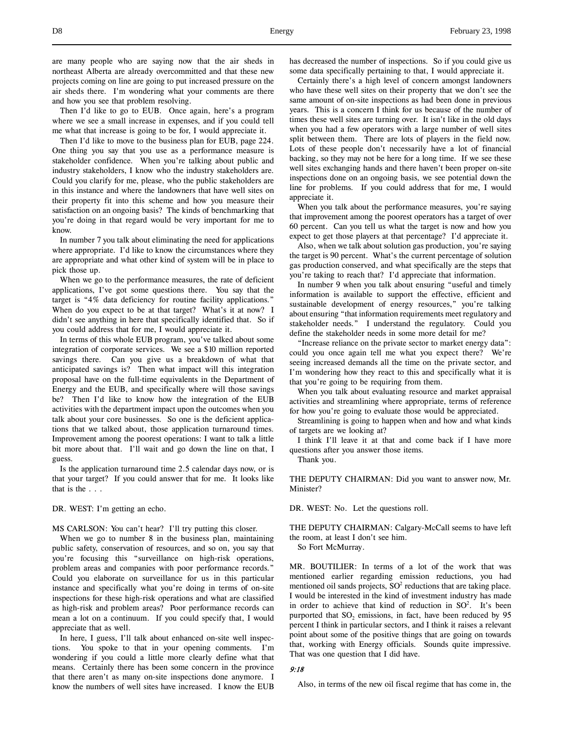are many people who are saying now that the air sheds in northeast Alberta are already overcommitted and that these new projects coming on line are going to put increased pressure on the air sheds there. I'm wondering what your comments are there and how you see that problem resolving.

Then I'd like to go to EUB. Once again, here's a program where we see a small increase in expenses, and if you could tell me what that increase is going to be for, I would appreciate it.

Then I'd like to move to the business plan for EUB, page 224. One thing you say that you use as a performance measure is stakeholder confidence. When you're talking about public and industry stakeholders, I know who the industry stakeholders are. Could you clarify for me, please, who the public stakeholders are in this instance and where the landowners that have well sites on their property fit into this scheme and how you measure their satisfaction on an ongoing basis? The kinds of benchmarking that you're doing in that regard would be very important for me to know.

In number 7 you talk about eliminating the need for applications where appropriate. I'd like to know the circumstances where they are appropriate and what other kind of system will be in place to pick those up.

When we go to the performance measures, the rate of deficient applications, I've got some questions there. You say that the target is "4% data deficiency for routine facility applications." When do you expect to be at that target? What's it at now? I didn't see anything in here that specifically identified that. So if you could address that for me, I would appreciate it.

In terms of this whole EUB program, you've talked about some integration of corporate services. We see a $10 million reported savings there. Can you give us a breakdown of what that anticipated savings is? Then what impact will this integration proposal have on the full-time equivalents in the Department of Energy and the EUB, and specifically where will those savings be? Then I'd like to know how the integration of the EUB activities with the department impact upon the outcomes when you talk about your core businesses. So one is the deficient applications that we talked about, those application turnaround times. Improvement among the poorest operations: I want to talk a little bit more about that. I'll wait and go down the line on that, I guess.

Is the application turnaround time 2.5 calendar days now, or is that your target? If you could answer that for me. It looks like that is the . . .

DR. WEST: I'm getting an echo.

MS CARLSON: You can't hear? I'll try putting this closer.

When we go to number 8 in the business plan, maintaining public safety, conservation of resources, and so on, you say that you're focusing this "surveillance on high-risk operations, problem areas and companies with poor performance records." Could you elaborate on surveillance for us in this particular instance and specifically what you're doing in terms of on-site inspections for these high-risk operations and what are classified as high-risk and problem areas? Poor performance records can mean a lot on a continuum. If you could specify that, I would appreciate that as well.

In here, I guess, I'll talk about enhanced on-site well inspections. You spoke to that in your opening comments. I'm wondering if you could a little more clearly define what that means. Certainly there has been some concern in the province that there aren't as many on-site inspections done anymore. I know the numbers of well sites have increased. I know the EUB has decreased the number of inspections. So if you could give us some data specifically pertaining to that, I would appreciate it.

Certainly there's a high level of concern amongst landowners who have these well sites on their property that we don't see the same amount of on-site inspections as had been done in previous years. This is a concern I think for us because of the number of times these well sites are turning over. It isn't like in the old days when you had a few operators with a large number of well sites split between them. There are lots of players in the field now. Lots of these people don't necessarily have a lot of financial backing, so they may not be here for a long time. If we see these well sites exchanging hands and there haven't been proper on-site inspections done on an ongoing basis, we see potential down the line for problems. If you could address that for me, I would appreciate it.

When you talk about the performance measures, you're saying that improvement among the poorest operators has a target of over 60 percent. Can you tell us what the target is now and how you expect to get those players at that percentage? I'd appreciate it.

Also, when we talk about solution gas production, you're saying the target is 90 percent. What's the current percentage of solution gas production conserved, and what specifically are the steps that you're taking to reach that? I'd appreciate that information.

In number 9 when you talk about ensuring "useful and timely information is available to support the effective, efficient and sustainable development of energy resources," you're talking about ensuring "that information requirements meet regulatory and stakeholder needs." I understand the regulatory. Could you define the stakeholder needs in some more detail for me?

"Increase reliance on the private sector to market energy data": could you once again tell me what you expect there? We're seeing increased demands all the time on the private sector, and I'm wondering how they react to this and specifically what it is that you're going to be requiring from them.

When you talk about evaluating resource and market appraisal activities and streamlining where appropriate, terms of reference for how you're going to evaluate those would be appreciated.

Streamlining is going to happen when and how and what kinds of targets are we looking at?

I think I'll leave it at that and come back if I have more questions after you answer those items.

Thank you.

THE DEPUTY CHAIRMAN: Did you want to answer now, Mr. Minister?

DR. WEST: No. Let the questions roll.

THE DEPUTY CHAIRMAN: Calgary-McCall seems to have left the room, at least I don't see him.

So Fort McMurray.

MR. BOUTILIER: In terms of a lot of the work that was mentioned earlier regarding emission reductions, you had mentioned oil sands projects, $SO^2$ reductions that are taking place. I would be interested in the kind of investment industry has made in order to achieve that kind of reduction in $SO^2$. It's been purported that $SO_2$ emissions, in fact, have been reduced by 95 percent I think in particular sectors, and I think it raises a relevant point about some of the positive things that are going on towards that, working with Energy officials. Sounds quite impressive. That was one question that I did have.

*9:18*

Also, in terms of the new oil fiscal regime that has come in, the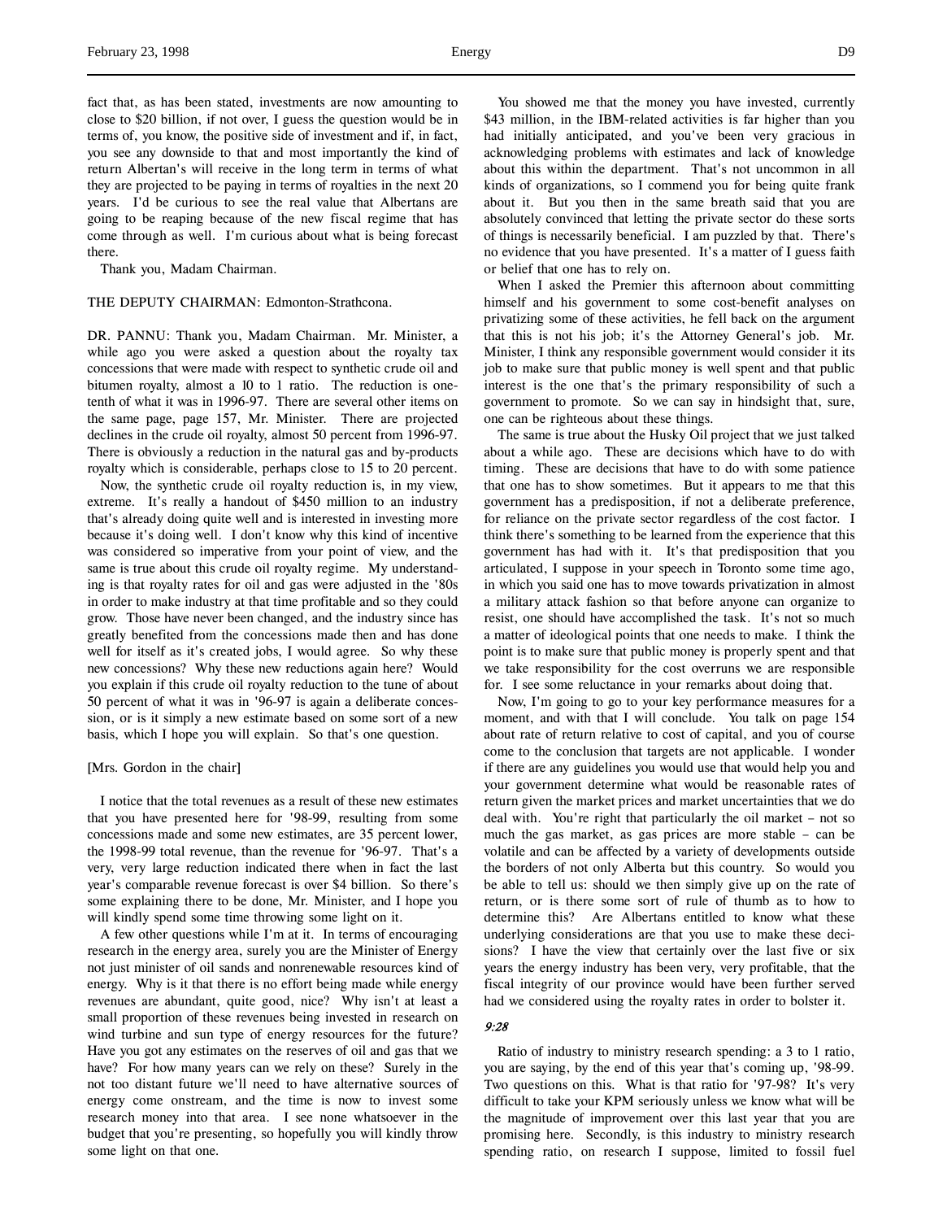fact that, as has been stated, investments are now amounting to close to $20 billion, if not over, I guess the question would be in terms of, you know, the positive side of investment and if, in fact, you see any downside to that and most importantly the kind of return Albertan's will receive in the long term in terms of what they are projected to be paying in terms of royalties in the next 20 years. I'd be curious to see the real value that Albertans are going to be reaping because of the new fiscal regime that has come through as well. I'm curious about what is being forecast there.

Thank you, Madam Chairman.

THE DEPUTY CHAIRMAN: Edmonton-Strathcona.

DR. PANNU: Thank you, Madam Chairman. Mr. Minister, a while ago you were asked a question about the royalty tax concessions that were made with respect to synthetic crude oil and bitumen royalty, almost a 10 to 1 ratio. The reduction is one-tenth of what it was in 1996-97. There are several other items on the same page, page 157, Mr. Minister. There are projected declines in the crude oil royalty, almost 50 percent from 1996-97. There is obviously a reduction in the natural gas and by-products royalty which is considerable, perhaps close to 15 to 20 percent.

Now, the synthetic crude oil royalty reduction is, in my view, extreme. It's really a handout of $450 million to an industry that's already doing quite well and is interested in investing more because it's doing well. I don't know why this kind of incentive was considered so imperative from your point of view, and the same is true about this crude oil royalty regime. My understanding is that royalty rates for oil and gas were adjusted in the '80s in order to make industry at that time profitable and so they could grow. Those have never been changed, and the industry since has greatly benefited from the concessions made then and has done well for itself as it's created jobs, I would agree. So why these new concessions? Why these new reductions again here? Would you explain if this crude oil royalty reduction to the tune of about 50 percent of what it was in '96-97 is again a deliberate concession, or is it simply a new estimate based on some sort of a new basis, which I hope you will explain. So that's one question.

[Mrs. Gordon in the chair]

I notice that the total revenues as a result of these new estimates that you have presented here for '98-99, resulting from some concessions made and some new estimates, are 35 percent lower, the 1998-99 total revenue, than the revenue for '96-97. That's a very, very large reduction indicated there when in fact the last year's comparable revenue forecast is over $4 billion. So there's some explaining there to be done, Mr. Minister, and I hope you will kindly spend some time throwing some light on it.

A few other questions while I'm at it. In terms of encouraging research in the energy area, surely you are the Minister of Energy not just minister of oil sands and nonrenewable resources kind of energy. Why is it that there is no effort being made while energy revenues are abundant, quite good, nice? Why isn't at least a small proportion of these revenues being invested in research on wind turbine and sun type of energy resources for the future? Have you got any estimates on the reserves of oil and gas that we have? For how many years can we rely on these? Surely in the not too distant future we'll need to have alternative sources of energy come onstream, and the time is now to invest some research money into that area. I see none whatsoever in the budget that you're presenting, so hopefully you will kindly throw some light on that one.

You showed me that the money you have invested, currently $43 million, in the IBM-related activities is far higher than you had initially anticipated, and you've been very gracious in acknowledging problems with estimates and lack of knowledge about this within the department. That's not uncommon in all kinds of organizations, so I commend you for being quite frank about it. But you then in the same breath said that you are absolutely convinced that letting the private sector do these sorts of things is necessarily beneficial. I am puzzled by that. There's no evidence that you have presented. It's a matter of I guess faith or belief that one has to rely on.

When I asked the Premier this afternoon about committing himself and his government to some cost-benefit analyses on privatizing some of these activities, he fell back on the argument that this is not his job; it's the Attorney General's job. Mr. Minister, I think any responsible government would consider it its job to make sure that public money is well spent and that public interest is the one that's the primary responsibility of such a government to promote. So we can say in hindsight that, sure, one can be righteous about these things.

The same is true about the Husky Oil project that we just talked about a while ago. These are decisions which have to do with timing. These are decisions that have to do with some patience that one has to show sometimes. But it appears to me that this government has a predisposition, if not a deliberate preference, for reliance on the private sector regardless of the cost factor. I think there's something to be learned from the experience that this government has had with it. It's that predisposition that you articulated, I suppose in your speech in Toronto some time ago, in which you said one has to move towards privatization in almost a military attack fashion so that before anyone can organize to resist, one should have accomplished the task. It's not so much a matter of ideological points that one needs to make. I think the point is to make sure that public money is properly spent and that we take responsibility for the cost overruns we are responsible for. I see some reluctance in your remarks about doing that.

Now, I'm going to go to your key performance measures for a moment, and with that I will conclude. You talk on page 154 about rate of return relative to cost of capital, and you of course come to the conclusion that targets are not applicable. I wonder if there are any guidelines you would use that would help you and your government determine what would be reasonable rates of return given the market prices and market uncertainties that we do deal with. You're right that particularly the oil market – not so much the gas market, as gas prices are more stable – can be volatile and can be affected by a variety of developments outside the borders of not only Alberta but this country. So would you be able to tell us: should we then simply give up on the rate of return, or is there some sort of rule of thumb as to how to determine this? Are Albertans entitled to know what these underlying considerations are that you use to make these decisions? I have the view that certainly over the last five or six years the energy industry has been very, very profitable, that the fiscal integrity of our province would have been further served had we considered using the royalty rates in order to bolster it.

*9:28*

Ratio of industry to ministry research spending: a 3 to 1 ratio, you are saying, by the end of this year that's coming up, '98-99. Two questions on this. What is that ratio for '97-98? It's very difficult to take your KPM seriously unless we know what will be the magnitude of improvement over this last year that you are promising here. Secondly, is this industry to ministry research spending ratio, on research I suppose, limited to fossil fuel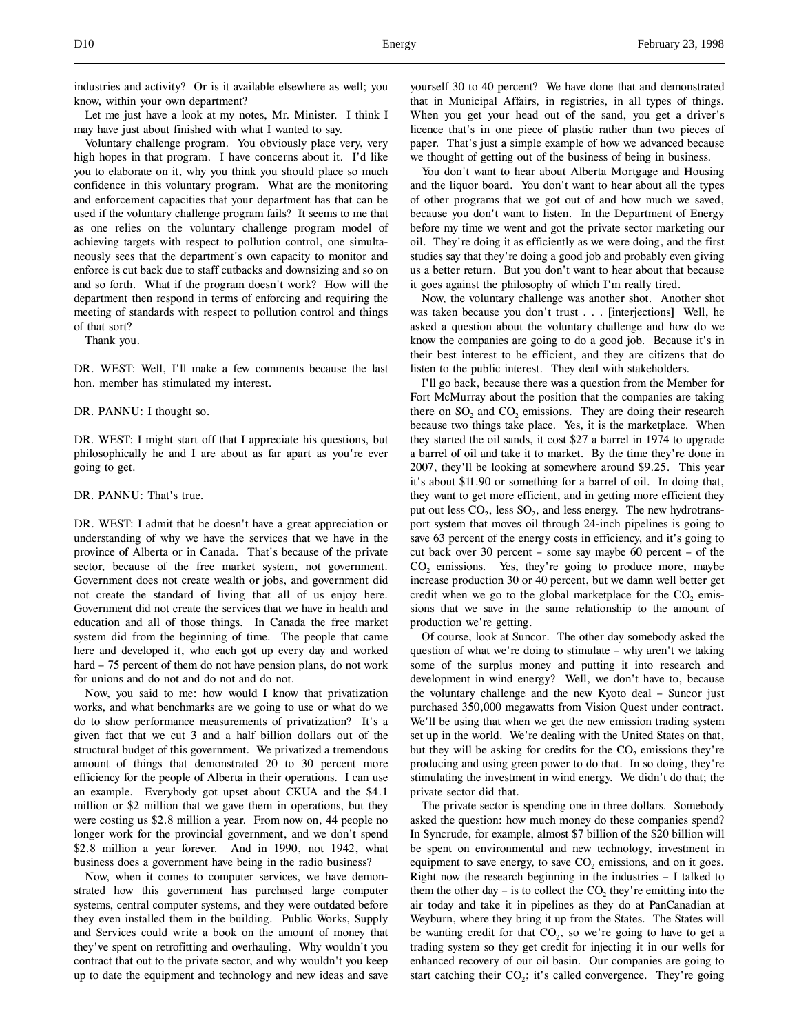industries and activity? Or is it available elsewhere as well; you know, within your own department?

Let me just have a look at my notes, Mr. Minister. I think I may have just about finished with what I wanted to say.

Voluntary challenge program. You obviously place very, very high hopes in that program. I have concerns about it. I'd like you to elaborate on it, why you think you should place so much confidence in this voluntary program. What are the monitoring and enforcement capacities that your department has that can be used if the voluntary challenge program fails? It seems to me that as one relies on the voluntary challenge program model of achieving targets with respect to pollution control, one simultaneously sees that the department's own capacity to monitor and enforce is cut back due to staff cutbacks and downsizing and so on and so forth. What if the program doesn't work? How will the department then respond in terms of enforcing and requiring the meeting of standards with respect to pollution control and things of that sort?

Thank you.

DR. WEST: Well, I'll make a few comments because the last hon. member has stimulated my interest.

DR. PANNU: I thought so.

DR. WEST: I might start off that I appreciate his questions, but philosophically he and I are about as far apart as you're ever going to get.

DR. PANNU: That's true.

DR. WEST: I admit that he doesn't have a great appreciation or understanding of why we have the services that we have in the province of Alberta or in Canada. That's because of the private sector, because of the free market system, not government. Government does not create wealth or jobs, and government did not create the standard of living that all of us enjoy here. Government did not create the services that we have in health and education and all of those things. In Canada the free market system did from the beginning of time. The people that came here and developed it, who each got up every day and worked hard – 75 percent of them do not have pension plans, do not work for unions and do not and do not and do not.

Now, you said to me: how would I know that privatization works, and what benchmarks are we going to use or what do we do to show performance measurements of privatization? It's a given fact that we cut 3 and a half billion dollars out of the structural budget of this government. We privatized a tremendous amount of things that demonstrated 20 to 30 percent more efficiency for the people of Alberta in their operations. I can use an example. Everybody got upset about CKUA and the $4.1 million or $2 million that we gave them in operations, but they were costing us $2.8 million a year. From now on, 44 people no longer work for the provincial government, and we don't spend $2.8 million a year forever. And in 1990, not 1942, what business does a government have being in the radio business?

Now, when it comes to computer services, we have demonstrated how this government has purchased large computer systems, central computer systems, and they were outdated before they even installed them in the building. Public Works, Supply and Services could write a book on the amount of money that they've spent on retrofitting and overhauling. Why wouldn't you contract that out to the private sector, and why wouldn't you keep up to date the equipment and technology and new ideas and save yourself 30 to 40 percent? We have done that and demonstrated that in Municipal Affairs, in registries, in all types of things. When you get your head out of the sand, you get a driver's licence that's in one piece of plastic rather than two pieces of paper. That's just a simple example of how we advanced because we thought of getting out of the business of being in business.

You don't want to hear about Alberta Mortgage and Housing and the liquor board. You don't want to hear about all the types of other programs that we got out of and how much we saved, because you don't want to listen. In the Department of Energy before my time we went and got the private sector marketing our oil. They're doing it as efficiently as we were doing, and the first studies say that they're doing a good job and probably even giving us a better return. But you don't want to hear about that because it goes against the philosophy of which I'm really tired.

Now, the voluntary challenge was another shot. Another shot was taken because you don't trust . . . [interjections] Well, he asked a question about the voluntary challenge and how do we know the companies are going to do a good job. Because it's in their best interest to be efficient, and they are citizens that do listen to the public interest. They deal with stakeholders.

I'll go back, because there was a question from the Member for Fort McMurray about the position that the companies are taking there on $SO_2$ and $CO_2$ emissions. They are doing their research because two things take place. Yes, it is the marketplace. When they started the oil sands, it cost $27 a barrel in 1974 to upgrade a barrel of oil and take it to market. By the time they're done in 2007, they'll be looking at somewhere around $9.25. This year it's about $11.90 or something for a barrel of oil. In doing that, they want to get more efficient, and in getting more efficient they put out less $CO_2$, less $SO_2$, and less energy. The new hydrotransport system that moves oil through 24-inch pipelines is going to save 63 percent of the energy costs in efficiency, and it's going to cut back over 30 percent – some say maybe 60 percent – of the $CO_2$ emissions. Yes, they're going to produce more, maybe increase production 30 or 40 percent, but we damn well better get credit when we go to the global marketplace for the $CO_2$ emissions that we save in the same relationship to the amount of production we're getting.

Of course, look at Suncor. The other day somebody asked the question of what we're doing to stimulate – why aren't we taking some of the surplus money and putting it into research and development in wind energy? Well, we don't have to, because the voluntary challenge and the new Kyoto deal – Suncor just purchased 350,000 megawatts from Vision Quest under contract. We'll be using that when we get the new emission trading system set up in the world. We're dealing with the United States on that, but they will be asking for credits for the $CO_2$ emissions they're producing and using green power to do that. In so doing, they're stimulating the investment in wind energy. We didn't do that; the private sector did that.

The private sector is spending one in three dollars. Somebody asked the question: how much money do these companies spend? In Syncrude, for example, almost $7 billion of the $20 billion will be spent on environmental and new technology, investment in equipment to save energy, to save $CO_2$ emissions, and on it goes. Right now the research beginning in the industries – I talked to them the other day – is to collect the $CO_2$ they're emitting into the air today and take it in pipelines as they do at PanCanadian at Weyburn, where they bring it up from the States. The States will be wanting credit for that $CO_2$, so we're going to have to get a trading system so they get credit for injecting it in our wells for enhanced recovery of our oil basin. Our companies are going to start catching their $CO_2$; it's called convergence. They're going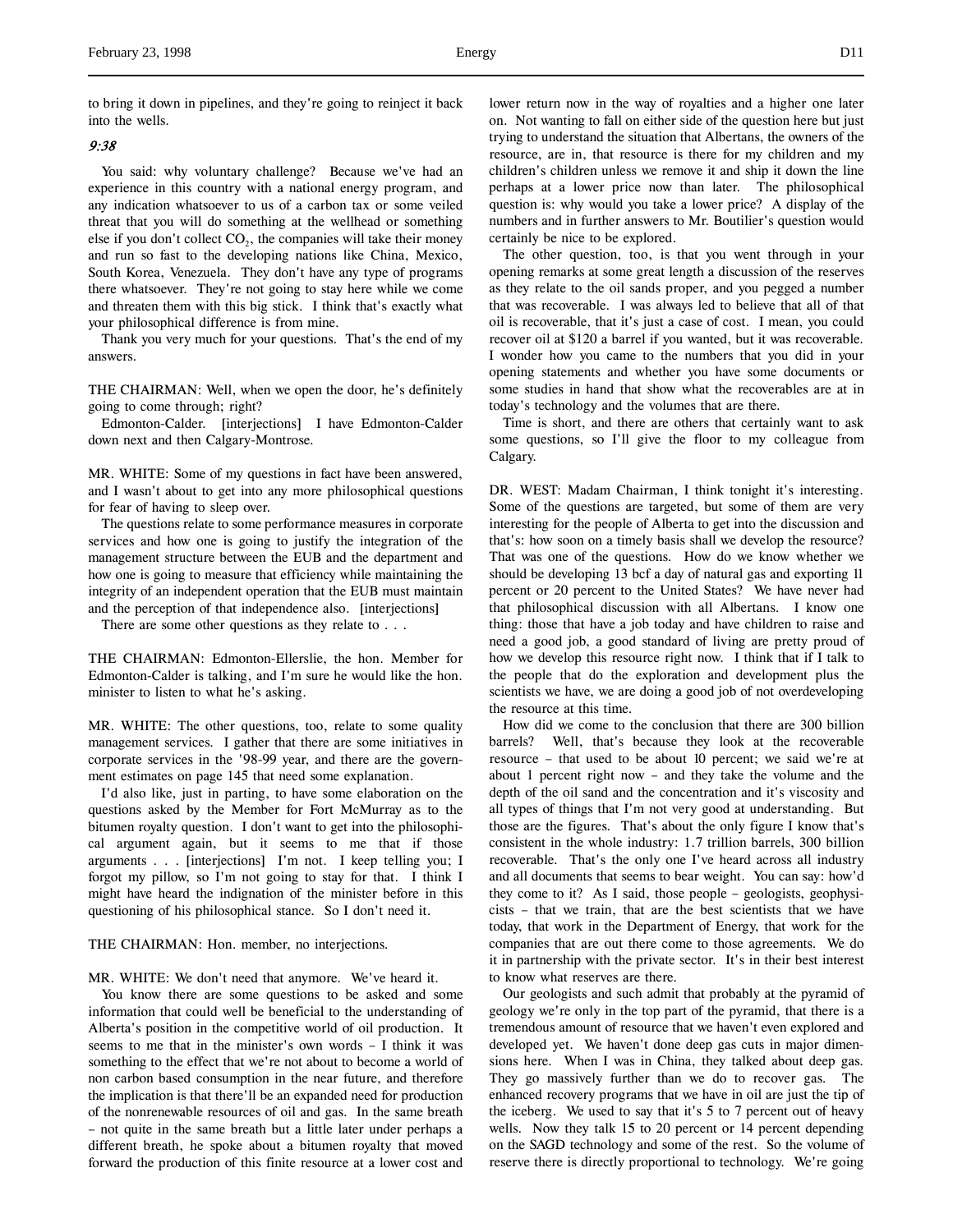to bring it down in pipelines, and they're going to reinject it back into the wells.

*9:38*

You said: why voluntary challenge? Because we've had an experience in this country with a national energy program, and any indication whatsoever to us of a carbon tax or some veiled threat that you will do something at the wellhead or something else if you don't collect $CO_2$, the companies will take their money and run so fast to the developing nations like China, Mexico, South Korea, Venezuela. They don't have any type of programs there whatsoever. They're not going to stay here while we come and threaten them with this big stick. I think that's exactly what your philosophical difference is from mine.

Thank you very much for your questions. That's the end of my answers.

THE CHAIRMAN: Well, when we open the door, he's definitely going to come through; right?

Edmonton-Calder. [interjections] I have Edmonton-Calder down next and then Calgary-Montrose.

MR. WHITE: Some of my questions in fact have been answered, and I wasn't about to get into any more philosophical questions for fear of having to sleep over.

The questions relate to some performance measures in corporate services and how one is going to justify the integration of the management structure between the EUB and the department and how one is going to measure that efficiency while maintaining the integrity of an independent operation that the EUB must maintain and the perception of that independence also. [interjections]

There are some other questions as they relate to . . .

THE CHAIRMAN: Edmonton-Ellerslie, the hon. Member for Edmonton-Calder is talking, and I'm sure he would like the hon. minister to listen to what he's asking.

MR. WHITE: The other questions, too, relate to some quality management services. I gather that there are some initiatives in corporate services in the '98-99 year, and there are the government estimates on page 145 that need some explanation.

I'd also like, just in parting, to have some elaboration on the questions asked by the Member for Fort McMurray as to the bitumen royalty question. I don't want to get into the philosophical argument again, but it seems to me that if those arguments . . . [interjections] I'm not. I keep telling you; I forgot my pillow, so I'm not going to stay for that. I think I might have heard the indignation of the minister before in this questioning of his philosophical stance. So I don't need it.

THE CHAIRMAN: Hon. member, no interjections.

MR. WHITE: We don't need that anymore. We've heard it.

You know there are some questions to be asked and some information that could well be beneficial to the understanding of Alberta's position in the competitive world of oil production. It seems to me that in the minister's own words – I think it was something to the effect that we're not about to become a world of non carbon based consumption in the near future, and therefore the implication is that there'll be an expanded need for production of the nonrenewable resources of oil and gas. In the same breath – not quite in the same breath but a little later under perhaps a different breath, he spoke about a bitumen royalty that moved forward the production of this finite resource at a lower cost and lower return now in the way of royalties and a higher one later on. Not wanting to fall on either side of the question here but just trying to understand the situation that Albertans, the owners of the resource, are in, that resource is there for my children and my children's children unless we remove it and ship it down the line perhaps at a lower price now than later. The philosophical question is: why would you take a lower price? A display of the numbers and in further answers to Mr. Boutilier's question would certainly be nice to be explored.

The other question, too, is that you went through in your opening remarks at some great length a discussion of the reserves as they relate to the oil sands proper, and you pegged a number that was recoverable. I was always led to believe that all of that oil is recoverable, that it's just a case of cost. I mean, you could recover oil at $120 a barrel if you wanted, but it was recoverable. I wonder how you came to the numbers that you did in your opening statements and whether you have some documents or some studies in hand that show what the recoverables are at in today's technology and the volumes that are there.

Time is short, and there are others that certainly want to ask some questions, so I'll give the floor to my colleague from Calgary.

DR. WEST: Madam Chairman, I think tonight it's interesting. Some of the questions are targeted, but some of them are very interesting for the people of Alberta to get into the discussion and that's: how soon on a timely basis shall we develop the resource? That was one of the questions. How do we know whether we should be developing 13 bcf a day of natural gas and exporting 11 percent or 20 percent to the United States? We have never had that philosophical discussion with all Albertans. I know one thing: those that have a job today and have children to raise and need a good job, a good standard of living are pretty proud of how we develop this resource right now. I think that if I talk to the people that do the exploration and development plus the scientists we have, we are doing a good job of not overdeveloping the resource at this time.

How did we come to the conclusion that there are 300 billion barrels? Well, that's because they look at the recoverable resource – that used to be about 10 percent; we said we're at about 1 percent right now – and they take the volume and the depth of the oil sand and the concentration and it's viscosity and all types of things that I'm not very good at understanding. But those are the figures. That's about the only figure I know that's consistent in the whole industry: 1.7 trillion barrels, 300 billion recoverable. That's the only one I've heard across all industry and all documents that seems to bear weight. You can say: how'd they come to it? As I said, those people – geologists, geophysicists – that we train, that are the best scientists that we have today, that work in the Department of Energy, that work for the companies that are out there come to those agreements. We do it in partnership with the private sector. It's in their best interest to know what reserves are there.

Our geologists and such admit that probably at the pyramid of geology we're only in the top part of the pyramid, that there is a tremendous amount of resource that we haven't even explored and developed yet. We haven't done deep gas cuts in major dimensions here. When I was in China, they talked about deep gas. They go massively further than we do to recover gas. The enhanced recovery programs that we have in oil are just the tip of the iceberg. We used to say that it's 5 to 7 percent out of heavy wells. Now they talk 15 to 20 percent or 14 percent depending on the SAGD technology and some of the rest. So the volume of reserve there is directly proportional to technology. We're going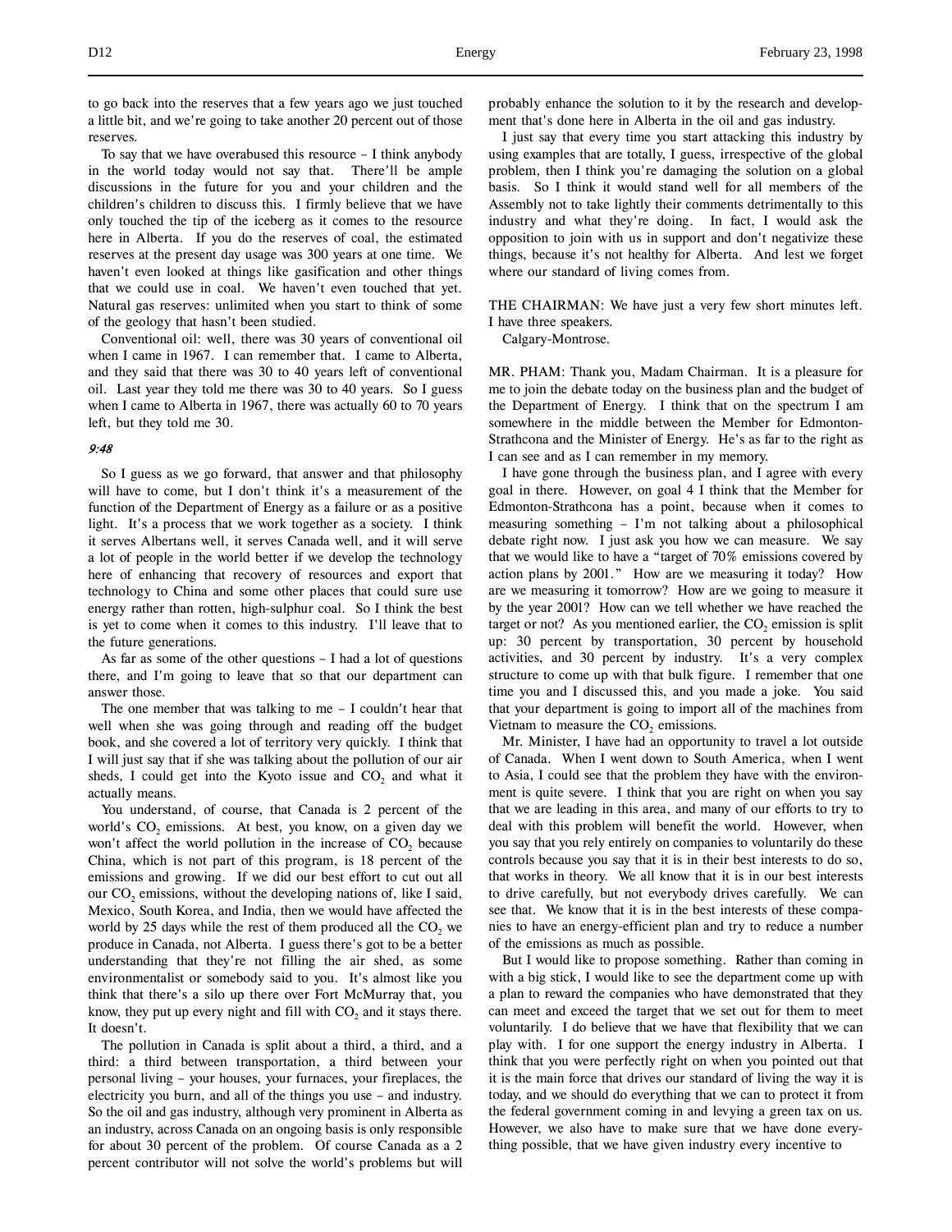to go back into the reserves that a few years ago we just touched a little bit, and we're going to take another 20 percent out of those reserves.

To say that we have overabused this resource – I think anybody in the world today would not say that. There'll be ample discussions in the future for you and your children and the children's children to discuss this. I firmly believe that we have only touched the tip of the iceberg as it comes to the resource here in Alberta. If you do the reserves of coal, the estimated reserves at the present day usage was 300 years at one time. We haven't even looked at things like gasification and other things that we could use in coal. We haven't even touched that yet. Natural gas reserves: unlimited when you start to think of some of the geology that hasn't been studied.

Conventional oil: well, there was 30 years of conventional oil when I came in 1967. I can remember that. I came to Alberta, and they said that there was 30 to 40 years left of conventional oil. Last year they told me there was 30 to 40 years. So I guess when I came to Alberta in 1967, there was actually 60 to 70 years left, but they told me 30.

*9:48*

So I guess as we go forward, that answer and that philosophy will have to come, but I don't think it's a measurement of the function of the Department of Energy as a failure or as a positive light. It's a process that we work together as a society. I think it serves Albertans well, it serves Canada well, and it will serve a lot of people in the world better if we develop the technology here of enhancing that recovery of resources and export that technology to China and some other places that could sure use energy rather than rotten, high-sulphur coal. So I think the best is yet to come when it comes to this industry. I'll leave that to the future generations.

As far as some of the other questions – I had a lot of questions there, and I'm going to leave that so that our department can answer those.

The one member that was talking to me – I couldn't hear that well when she was going through and reading off the budget book, and she covered a lot of territory very quickly. I think that I will just say that if she was talking about the pollution of our air sheds, I could get into the Kyoto issue and $CO_2$ and what it actually means.

You understand, of course, that Canada is 2 percent of the world's $CO_2$ emissions. At best, you know, on a given day we won't affect the world pollution in the increase of $CO_2$ because China, which is not part of this program, is 18 percent of the emissions and growing. If we did our best effort to cut out all our $CO_2$ emissions, without the developing nations of, like I said, Mexico, South Korea, and India, then we would have affected the world by 25 days while the rest of them produced all the $CO_2$ we produce in Canada, not Alberta. I guess there's got to be a better understanding that they're not filling the air shed, as some environmentalist or somebody said to you. It's almost like you think that there's a silo up there over Fort McMurray that, you know, they put up every night and fill with $CO_2$ and it stays there. It doesn't.

The pollution in Canada is split about a third, a third, and a third: a third between transportation, a third between your personal living – your houses, your furnaces, your fireplaces, the electricity you burn, and all of the things you use – and industry. So the oil and gas industry, although very prominent in Alberta as an industry, across Canada on an ongoing basis is only responsible for about 30 percent of the problem. Of course Canada as a 2 percent contributor will not solve the world's problems but will probably enhance the solution to it by the research and development that's done here in Alberta in the oil and gas industry.

I just say that every time you start attacking this industry by using examples that are totally, I guess, irrespective of the global problem, then I think you're damaging the solution on a global basis. So I think it would stand well for all members of the Assembly not to take lightly their comments detrimentally to this industry and what they're doing. In fact, I would ask the opposition to join with us in support and don't negativize these things, because it's not healthy for Alberta. And lest we forget where our standard of living comes from.

THE CHAIRMAN: We have just a very few short minutes left. I have three speakers.

Calgary-Montrose.

MR. PHAM: Thank you, Madam Chairman. It is a pleasure for me to join the debate today on the business plan and the budget of the Department of Energy. I think that on the spectrum I am somewhere in the middle between the Member for Edmonton-Strathcona and the Minister of Energy. He's as far to the right as I can see and as I can remember in my memory.

I have gone through the business plan, and I agree with every goal in there. However, on goal 4 I think that the Member for Edmonton-Strathcona has a point, because when it comes to measuring something – I'm not talking about a philosophical debate right now. I just ask you how we can measure. We say that we would like to have a "target of 70% emissions covered by action plans by 2001." How are we measuring it today? How are we measuring it tomorrow? How are we going to measure it by the year 2001? How can we tell whether we have reached the target or not? As you mentioned earlier, the $CO_2$ emission is split up: 30 percent by transportation, 30 percent by household activities, and 30 percent by industry. It's a very complex structure to come up with that bulk figure. I remember that one time you and I discussed this, and you made a joke. You said that your department is going to import all of the machines from Vietnam to measure the $CO_2$ emissions.

Mr. Minister, I have had an opportunity to travel a lot outside of Canada. When I went down to South America, when I went to Asia, I could see that the problem they have with the environment is quite severe. I think that you are right on when you say that we are leading in this area, and many of our efforts to try to deal with this problem will benefit the world. However, when you say that you rely entirely on companies to voluntarily do these controls because you say that it is in their best interests to do so, that works in theory. We all know that it is in our best interests to drive carefully, but not everybody drives carefully. We can see that. We know that it is in the best interests of these companies to have an energy-efficient plan and try to reduce a number of the emissions as much as possible.

But I would like to propose something. Rather than coming in with a big stick, I would like to see the department come up with a plan to reward the companies who have demonstrated that they can meet and exceed the target that we set out for them to meet voluntarily. I do believe that we have that flexibility that we can play with. I for one support the energy industry in Alberta. I think that you were perfectly right on when you pointed out that it is the main force that drives our standard of living the way it is today, and we should do everything that we can to protect it from the federal government coming in and levying a green tax on us. However, we also have to make sure that we have done everything possible, that we have given industry every incentive to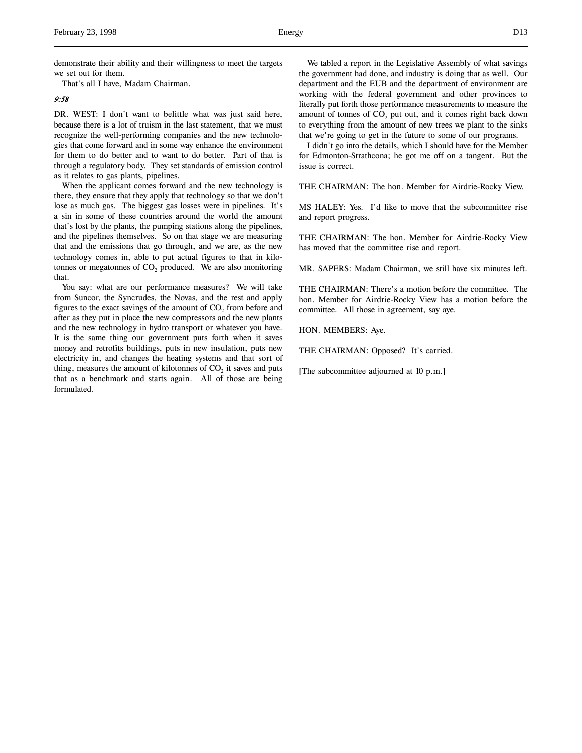demonstrate their ability and their willingness to meet the targets we set out for them.

That's all I have, Madam Chairman.

*9:58*

DR. WEST: I don't want to belittle what was just said here, because there is a lot of truism in the last statement, that we must recognize the well-performing companies and the new technologies that come forward and in some way enhance the environment for them to do better and to want to do better. Part of that is through a regulatory body. They set standards of emission control as it relates to gas plants, pipelines.

When the applicant comes forward and the new technology is there, they ensure that they apply that technology so that we don't lose as much gas. The biggest gas losses were in pipelines. It's a sin in some of these countries around the world the amount that's lost by the plants, the pumping stations along the pipelines, and the pipelines themselves. So on that stage we are measuring that and the emissions that go through, and we are, as the new technology comes in, able to put actual figures to that in kilotonnes or megatonnes of $CO_2$ produced. We are also monitoring that.

You say: what are our performance measures? We will take from Suncor, the Syncrudes, the Novas, and the rest and apply figures to the exact savings of the amount of $CO_2$ from before and after as they put in place the new compressors and the new plants and the new technology in hydro transport or whatever you have. It is the same thing our government puts forth when it saves money and retrofits buildings, puts in new insulation, puts new electricity in, and changes the heating systems and that sort of thing, measures the amount of kilotonnes of $CO_2$ it saves and puts that as a benchmark and starts again. All of those are being formulated.

We tabled a report in the Legislative Assembly of what savings the government had done, and industry is doing that as well. Our department and the EUB and the department of environment are working with the federal government and other provinces to literally put forth those performance measurements to measure the amount of tonnes of $CO_2$ put out, and it comes right back down to everything from the amount of new trees we plant to the sinks that we're going to get in the future to some of our programs.

I didn't go into the details, which I should have for the Member for Edmonton-Strathcona; he got me off on a tangent. But the issue is correct.

THE CHAIRMAN: The hon. Member for Airdrie-Rocky View.

MS HALEY: Yes. I'd like to move that the subcommittee rise and report progress.

THE CHAIRMAN: The hon. Member for Airdrie-Rocky View has moved that the committee rise and report.

MR. SAPERS: Madam Chairman, we still have six minutes left.

THE CHAIRMAN: There's a motion before the committee. The hon. Member for Airdrie-Rocky View has a motion before the committee. All those in agreement, say aye.

HON. MEMBERS: Aye.

THE CHAIRMAN: Opposed? It's carried.

[The subcommittee adjourned at 10 p.m.]